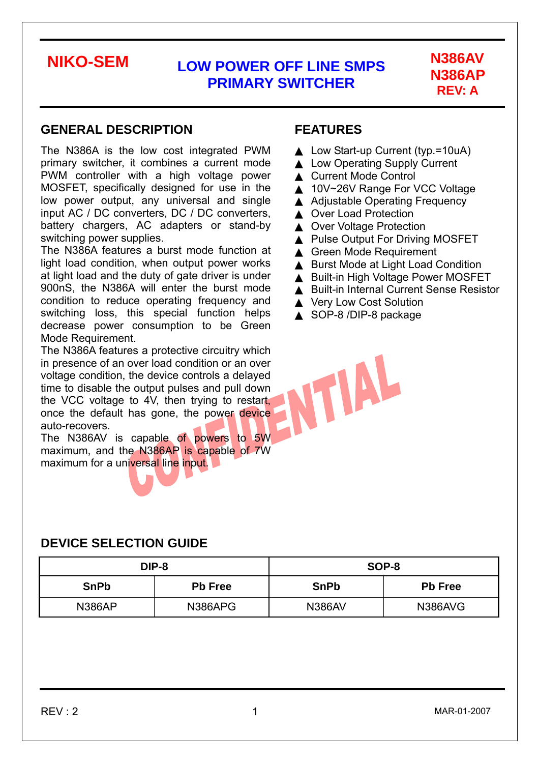NIKO-SEM

# LOW POWER OFF LINE SMPS PRIMARY SWITCHER

**N386AV**
**N386AP**
**REV: A**

## GENERAL DESCRIPTION

The N386A is the low cost integrated PWM primary switcher, it combines a current mode PWM controller with a high voltage power MOSFET, specifically designed for use in the low power output, any universal and single input AC / DC converters, DC / DC converters, battery chargers, AC adapters or stand-by switching power supplies.

The N386A features a burst mode function at light load condition, when output power works at light load and the duty of gate driver is under 900nS, the N386A will enter the burst mode condition to reduce operating frequency and switching loss, this special function helps decrease power consumption to be Green Mode Requirement.

The N386A features a protective circuitry which in presence of an over load condition or an over voltage condition, the device controls a delayed time to disable the output pulses and pull down the VCC voltage to 4V, then trying to restart, once the default has gone, the power device auto-recovers.

The N386AV is capable of powers to 5W maximum, and the N386AP is capable of 7W maximum for a universal line input.

## FEATURES

- Low Start-up Current (typ.=10uA)
- Low Operating Supply Current
- Current Mode Control
- 10V~26V Range For VCC Voltage
- Adjustable Operating Frequency
- Over Load Protection
- Over Voltage Protection
- Pulse Output For Driving MOSFET
- Green Mode Requirement
- Burst Mode at Light Load Condition
- Built-in High Voltage Power MOSFET
- Built-in Internal Current Sense Resistor
- Very Low Cost Solution
- SOP-8 /DIP-8 package

## DEVICE SELECTION GUIDE

| DIP-8 | | SOP-8 | |
|---|---|---|---|
| **SnPb** | **Pb Free** | **SnPb** | **Pb Free** |
| N386AP | N386APG | N386AV | N386AVG |

REV : 2 MAR-01-2007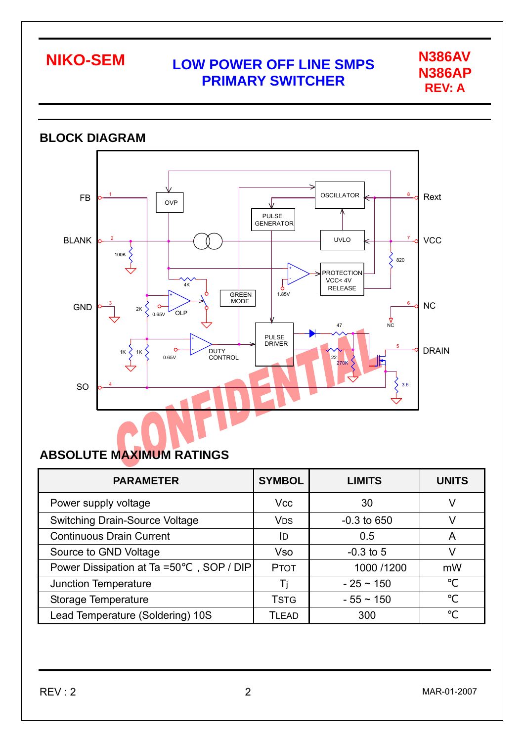## BLOCK DIAGRAM

## ABSOLUTE MAXIMUM RATINGS

| PARAMETER | SYMBOL | LIMITS | UNITS |
|---|---|---|---|
| Power supply voltage | $V_{CC}$ | 30 | V |
| Switching Drain-Source Voltage | $V_{DS}$ | -0.3 to 650 | V |
| Continuous Drain Current | $I_D$ | 0.5 | A |
| Source to GND Voltage | $V_{SO}$ | -0.3 to 5 | V |
| Power Dissipation at Ta =50°C , SOP / DIP | $P_{TOT}$ | 1000 /1200 | mW |
| Junction Temperature | $T_j$ | - 25 ~ 150 | °C |
| Storage Temperature | $T_{STG}$ | - 55 ~ 150 | °C |
| Lead Temperature (Soldering) 10S | $T_{LEAD}$ | 300 | °C |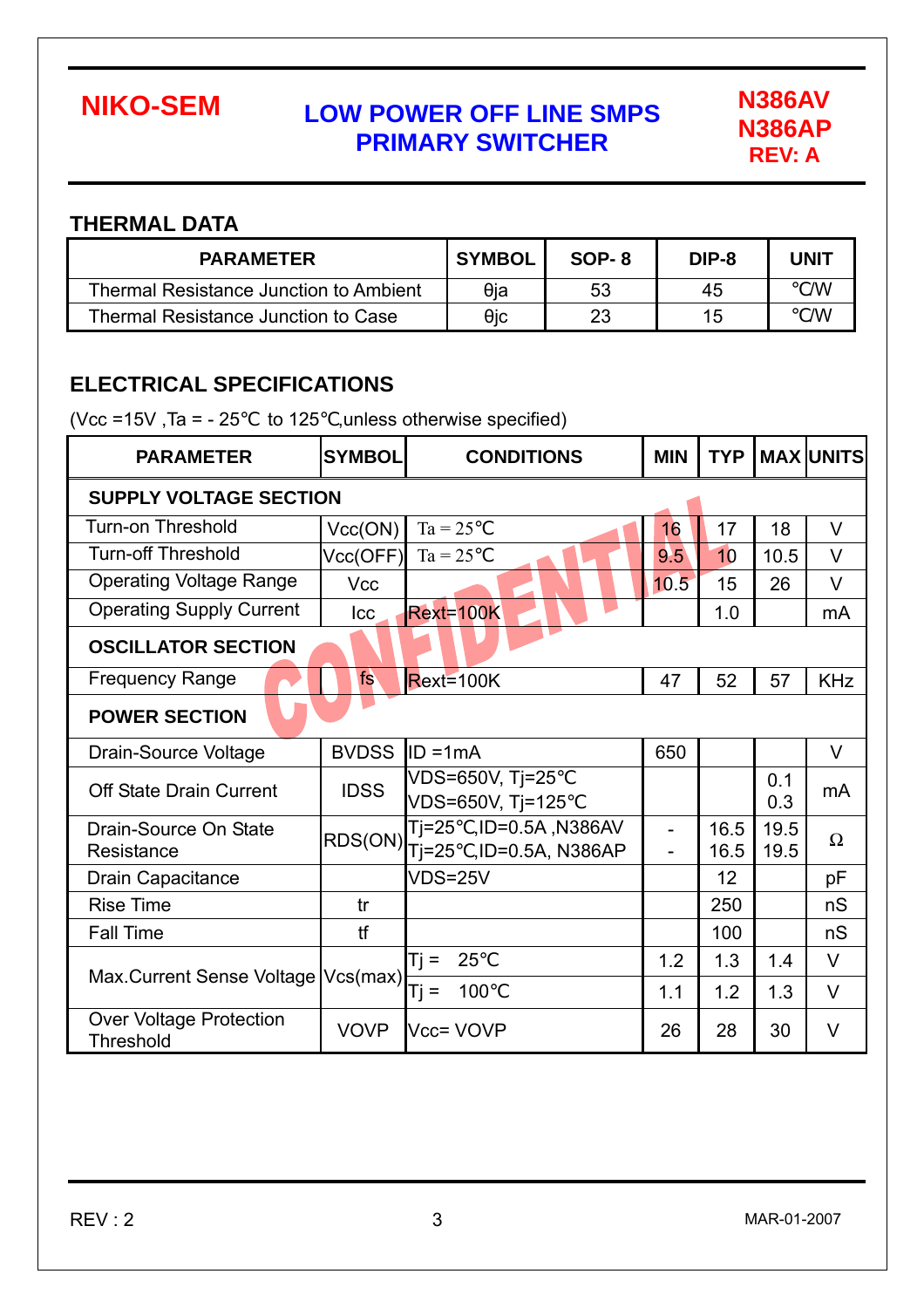NIKO-SEM

LOW POWER OFF LINE SMPS
PRIMARY SWITCHER

N386AV
N386AP
REV: A

## THERMAL DATA

| PARAMETER | SYMBOL | SOP- 8 | DIP-8 | UNIT |
|---|---|---|---|---|
| Thermal Resistance Junction to Ambient | θja | 53 | 45 | °C/W |
| Thermal Resistance Junction to Case | θjc | 23 | 15 | °C/W |

## ELECTRICAL SPECIFICATIONS

(Vcc =15V ,Ta = - 25°C to 125°C,unless otherwise specified)

| PARAMETER | SYMBOL | CONDITIONS | MIN | TYP | MAX | UNITS |
|---|---|---|---|---|---|---|
| **SUPPLY VOLTAGE SECTION** | | | | | | |
| Turn-on Threshold | Vcc(ON) | Ta = 25°C | 16 | 17 | 18 | V |
| Turn-off Threshold | Vcc(OFF) | Ta = 25°C | 9.5 | 10 | 10.5 | V |
| Operating Voltage Range | Vcc | | 10.5 | 15 | 26 | V |
| Operating Supply Current | Icc | Rext=100K | | 1.0 | | mA |
| **OSCILLATOR SECTION** | | | | | | |
| Frequency Range | fs | Rext=100K | 47 | 52 | 57 | KHz |
| **POWER SECTION** | | | | | | |
| Drain-Source Voltage | BVDSS | ID =1mA | 650 | | | V |
| Off State Drain Current | IDSS | VDS=650V, Tj=25°C<br>VDS=650V, Tj=125°C | | | 0.1<br>0.3 | mA |
| Drain-Source On State Resistance | RDS(ON) | Tj=25°C,ID=0.5A ,N386AV<br>Tj=25°C,ID=0.5A, N386AP | -<br>- | 16.5<br>16.5 | 19.5<br>19.5 | Ω |
| Drain Capacitance | | VDS=25V | | 12 | | pF |
| Rise Time | tr | | | 250 | | nS |
| Fall Time | tf | | | 100 | | nS |
| Max.Current Sense Voltage | Vcs(max) | Tj = 25°C | 1.2 | 1.3 | 1.4 | V |
| | | Tj = 100°C | 1.1 | 1.2 | 1.3 | V |
| Over Voltage Protection Threshold | VOVP | Vcc= VOVP | 26 | 28 | 30 | V |

REV : 2

MAR-01-2007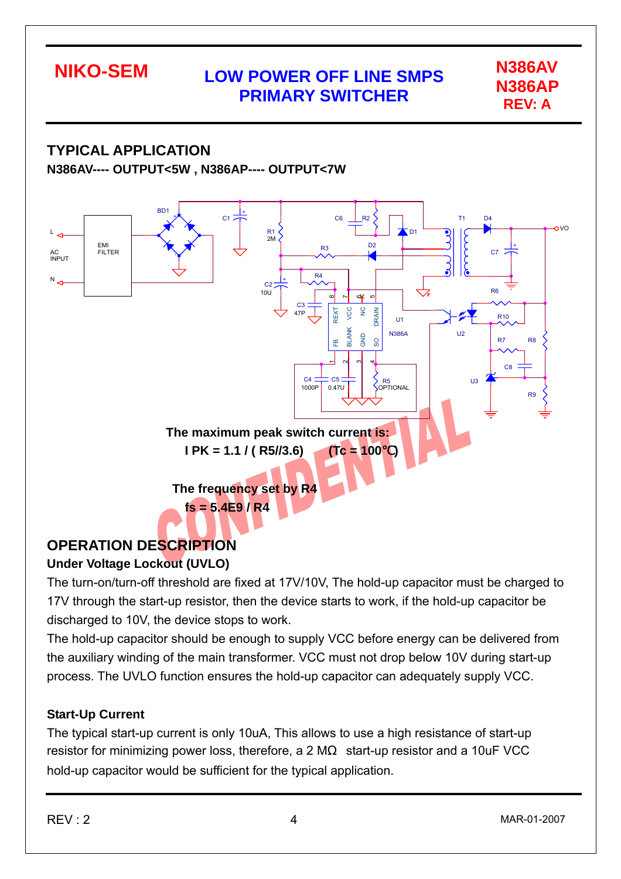## TYPICAL APPLICATION

**N386AV---- OUTPUT<5W , N386AP---- OUTPUT<7W**

**The maximum peak switch current is:**

**I PK = 1.1 / ( R5//3.6)      (Tc = 100℃)**

**The frequency set by R4**

**fs = 5.4E9 / R4**

## OPERATION DESCRIPTION

### Under Voltage Lockout (UVLO)

The turn-on/turn-off threshold are fixed at 17V/10V, The hold-up capacitor must be charged to 17V through the start-up resistor, then the device starts to work, if the hold-up capacitor be discharged to 10V, the device stops to work.

The hold-up capacitor should be enough to supply VCC before energy can be delivered from the auxiliary winding of the main transformer. VCC must not drop below 10V during start-up process. The UVLO function ensures the hold-up capacitor can adequately supply VCC.

### Start-Up Current

The typical start-up current is only 10uA, This allows to use a high resistance of start-up resistor for minimizing power loss, therefore, a 2 MΩ  start-up resistor and a 10uF VCC hold-up capacitor would be sufficient for the typical application.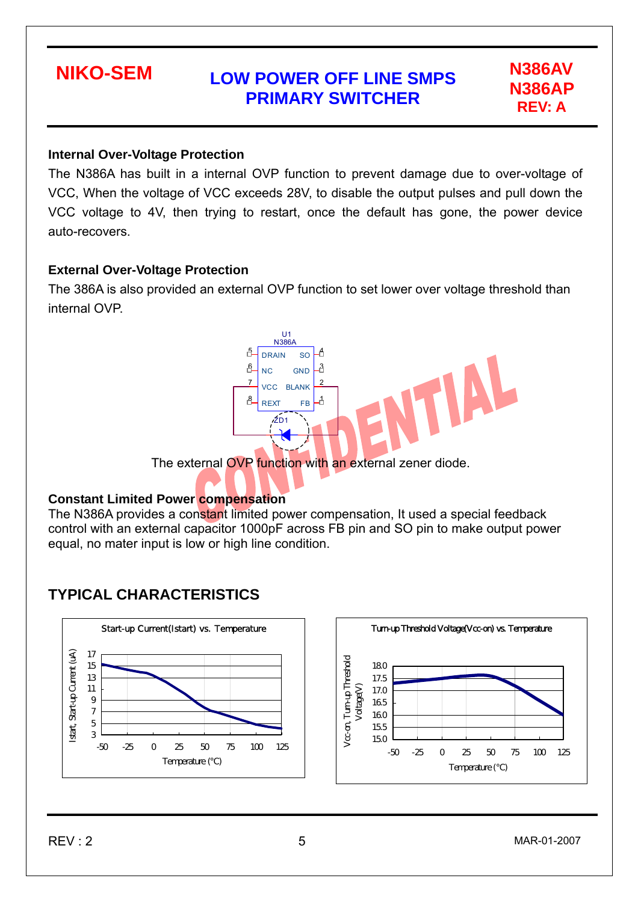### Internal Over-Voltage Protection

The N386A has built in a internal OVP function to prevent damage due to over-voltage of VCC, When the voltage of VCC exceeds 28V, to disable the output pulses and pull down the VCC voltage to 4V, then trying to restart, once the default has gone, the power device auto-recovers.

### External Over-Voltage Protection

The 386A is also provided an external OVP function to set lower over voltage threshold than internal OVP.

The external OVP function with an external zener diode.

### Constant Limited Power compensation

The N386A provides a constant limited power compensation, It used a special feedback control with an external capacitor 1000pF across FB pin and SO pin to make output power equal, no mater input is low or high line condition.

## TYPICAL CHARACTERISTICS

Start-up Current(Istart) vs. Temperature

Turn-up Threshold Voltage(Vcc-on) vs. Temperature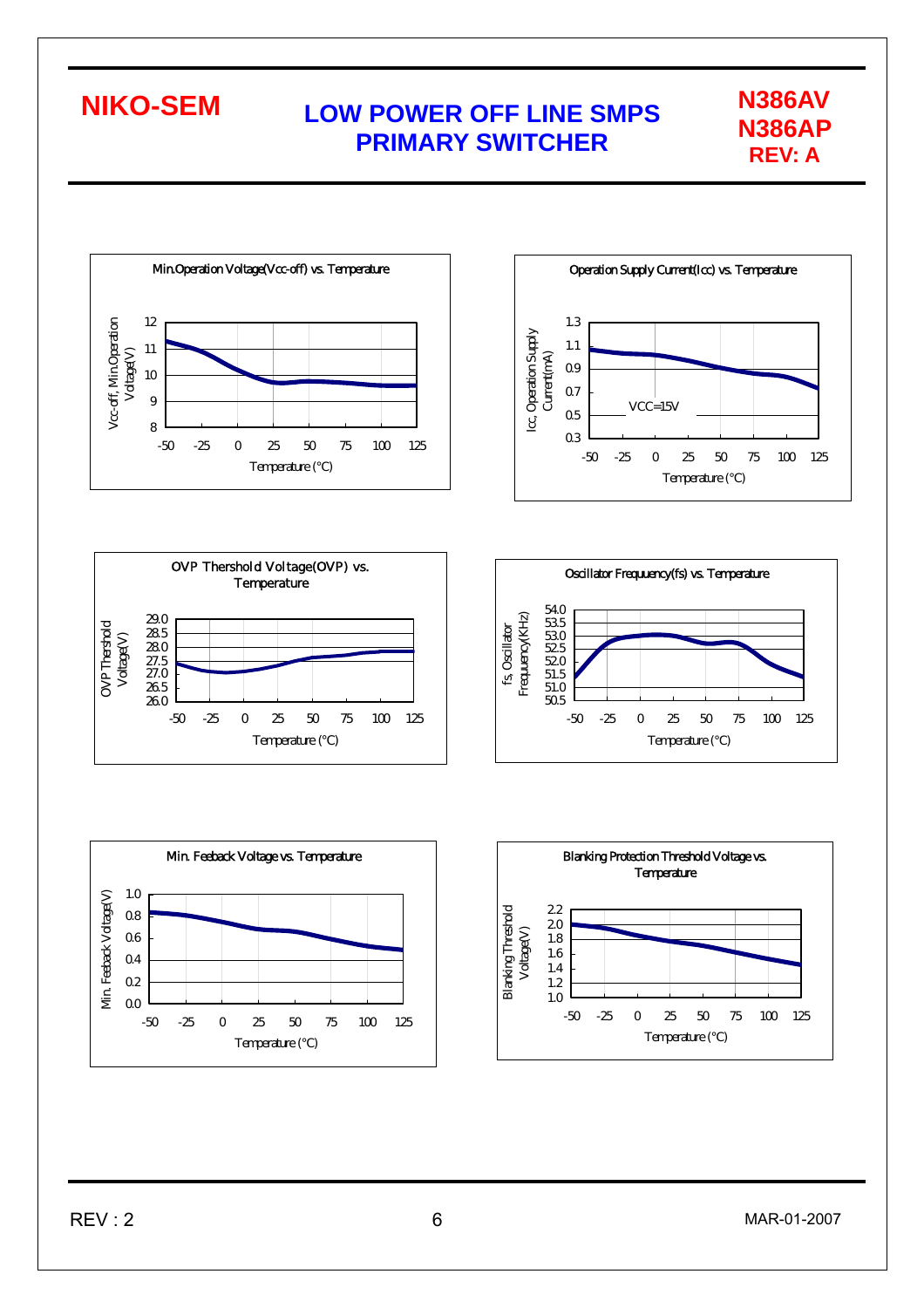Min.Operation Voltage(Vcc-off) vs. Temperature

Vcc-off, Min.Operation Voltage(V)

Temperature (°C)

Operation Supply Current(Icc) vs. Temperature

Icc, Operation Supply Current(mA)

VCC=15V

Temperature (°C)

OVP Thershold Voltage(OVP) vs. Temperature

OVP Thershold Voltage(V)

Temperature (°C)

Oscillator Frequuency(fs) vs. Temperature

fs, Oscillator Frequuency(KHz)

Temperature (°C)

Min. Feeback Voltage vs. Temperature

Min. Feeback Voltage(V)

Temperature (°C)

Blanking Protection Threshold Voltage vs. Temperature

Blanking Threshold Voltage(V)

Temperature (°C)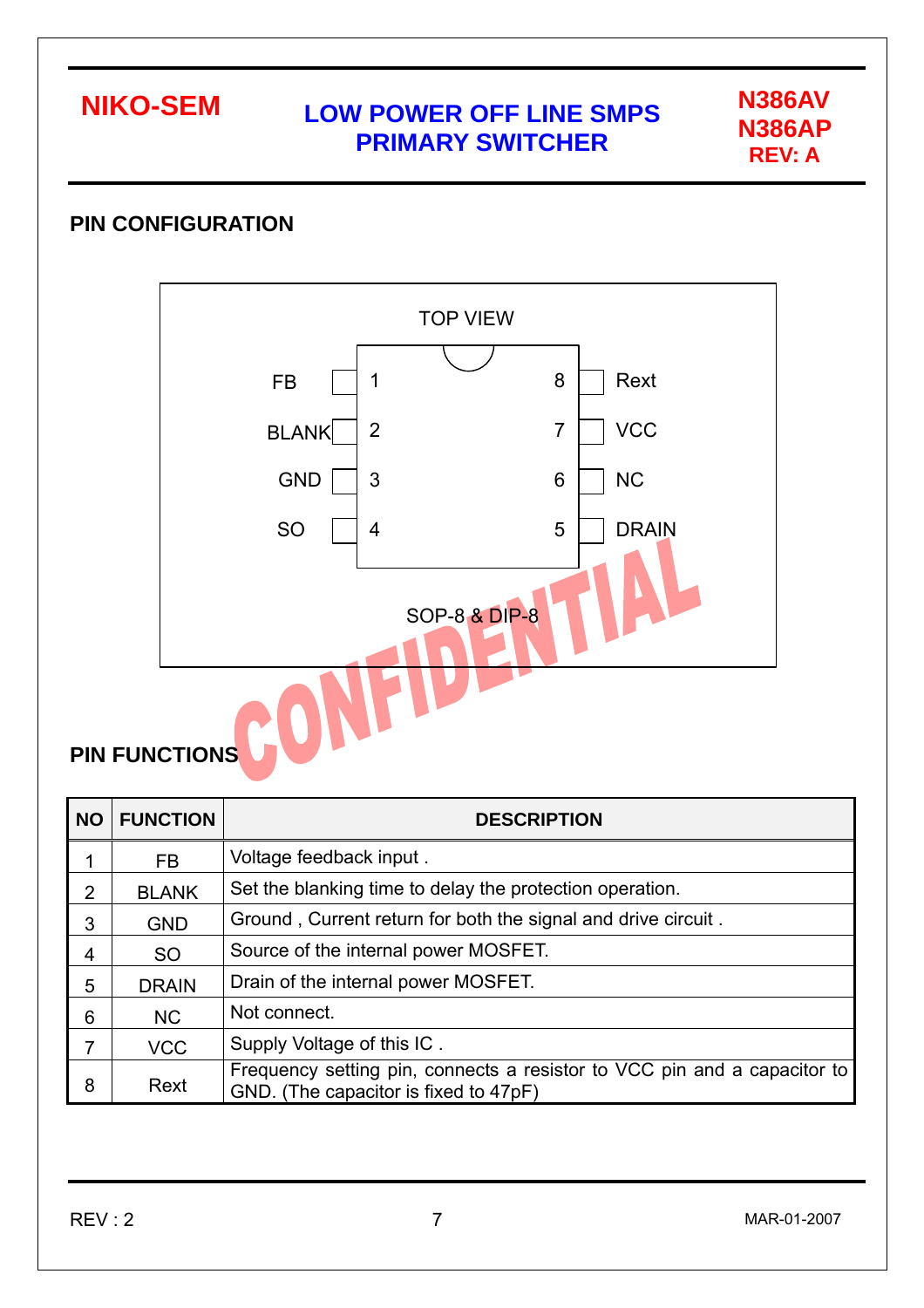## PIN CONFIGURATION

TOP VIEW

| Pin | Name | | Pin | Name |
|---|---|---|---|---|
| 1 | FB | | 8 | Rext |
| 2 | BLANK | | 7 | VCC |
| 3 | GND | | 6 | NC |
| 4 | SO | | 5 | DRAIN |

SOP-8 & DIP-8

CONFIDENTIAL

## PIN FUNCTIONS

| NO | FUNCTION | DESCRIPTION |
|---|---|---|
| 1 | FB | Voltage feedback input . |
| 2 | BLANK | Set the blanking time to delay the protection operation. |
| 3 | GND | Ground , Current return for both the signal and drive circuit . |
| 4 | SO | Source of the internal power MOSFET. |
| 5 | DRAIN | Drain of the internal power MOSFET. |
| 6 | NC | Not connect. |
| 7 | VCC | Supply Voltage of this IC . |
| 8 | Rext | Frequency setting pin, connects a resistor to VCC pin and a capacitor to GND. (The capacitor is fixed to 47pF) |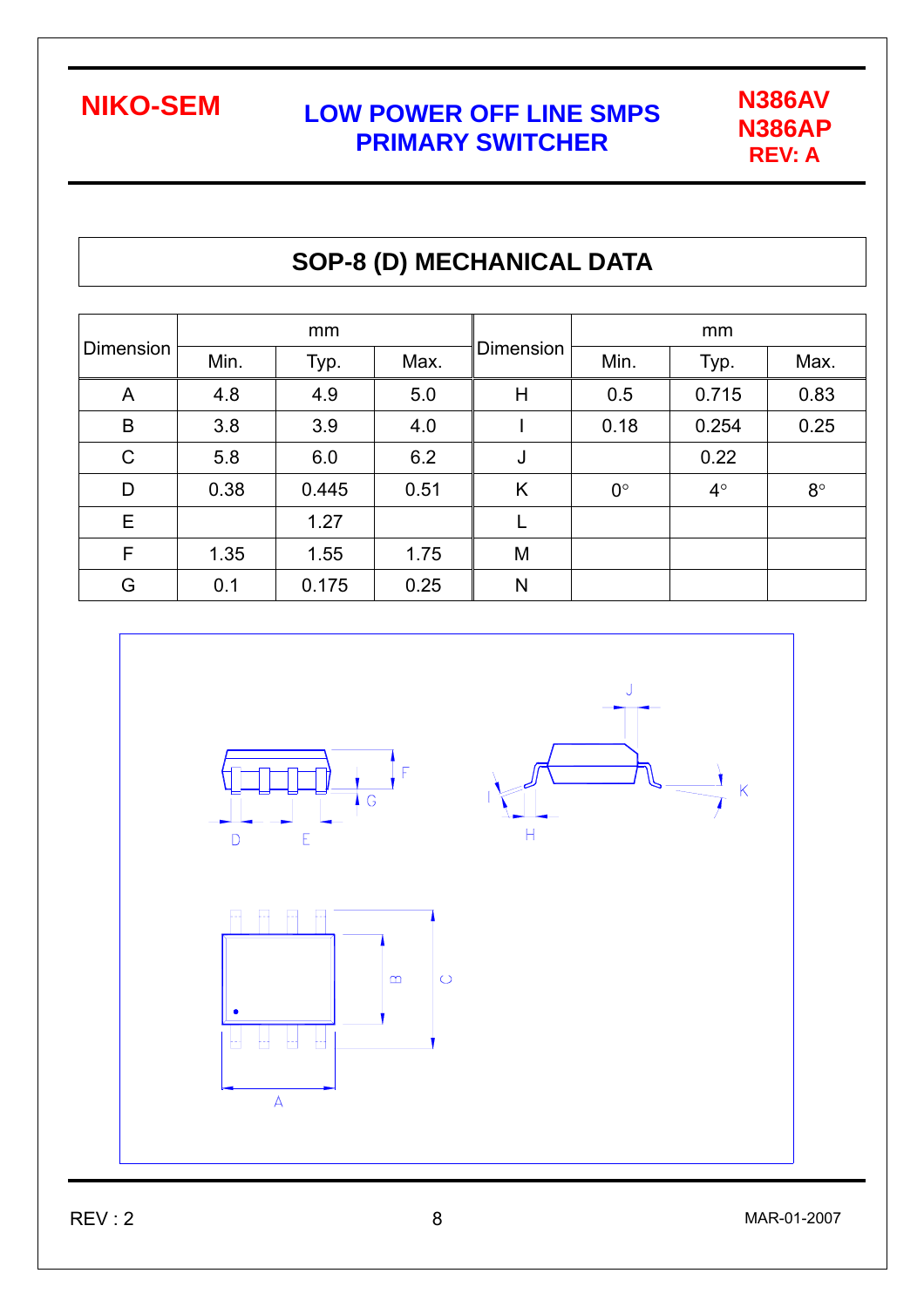## SOP-8 (D) MECHANICAL DATA

| Dimension | mm | | | Dimension | mm | | |
|---|---|---|---|---|---|---|---|
| | Min. | Typ. | Max. | | Min. | Typ. | Max. |
| A | 4.8 | 4.9 | 5.0 | H | 0.5 | 0.715 | 0.83 |
| B | 3.8 | 3.9 | 4.0 | I | 0.18 | 0.254 | 0.25 |
| C | 5.8 | 6.0 | 6.2 | J | | 0.22 | |
| D | 0.38 | 0.445 | 0.51 | K | 0° | 4° | 8° |
| E | | 1.27 | | L | | | |
| F | 1.35 | 1.55 | 1.75 | M | | | |
| G | 0.1 | 0.175 | 0.25 | N | | | |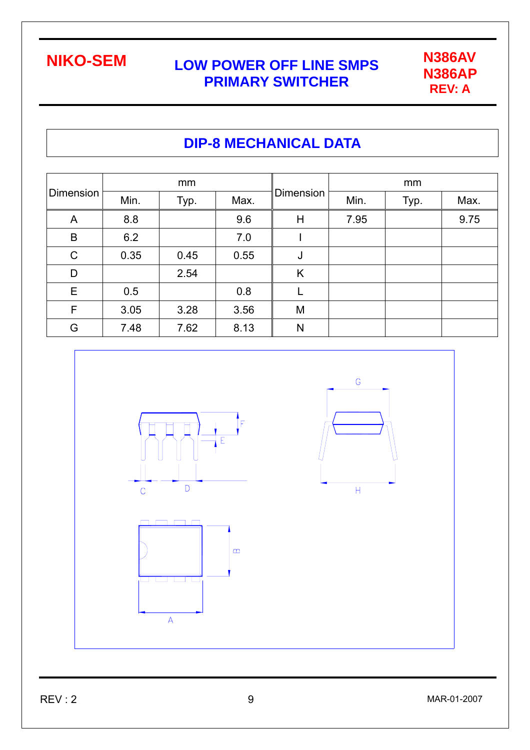# DIP-8 MECHANICAL DATA

| Dimension | mm | | | Dimension | mm | | |
|---|---|---|---|---|---|---|---|
| | Min. | Typ. | Max. | | Min. | Typ. | Max. |
| A | 8.8 | | 9.6 | H | 7.95 | | 9.75 |
| B | 6.2 | | 7.0 | I | | | |
| C | 0.35 | 0.45 | 0.55 | J | | | |
| D | | 2.54 | | K | | | |
| E | 0.5 | | 0.8 | L | | | |
| F | 3.05 | 3.28 | 3.56 | M | | | |
| G | 7.48 | 7.62 | 8.13 | N | | | |

F
E
C
D
G
H
B
A